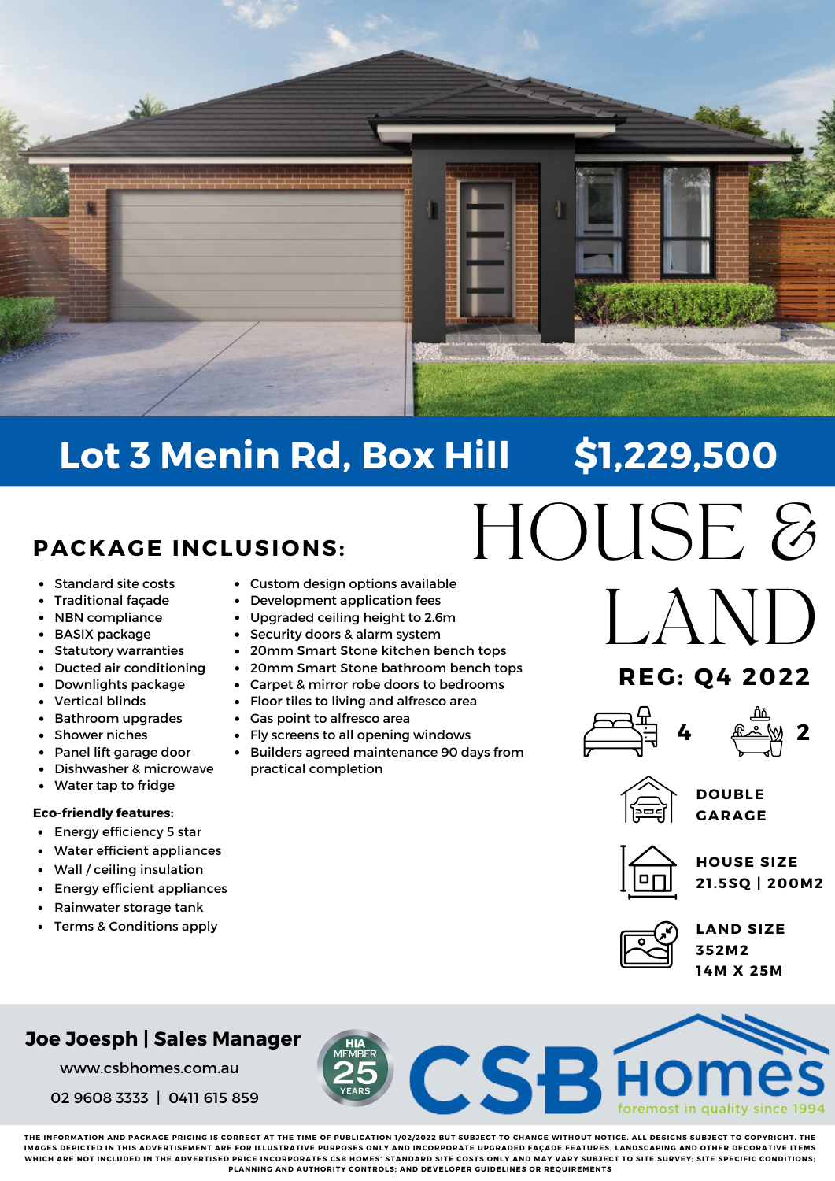# Lot 3 Menin Rd, Box Hill $1,229,500

# HOUSE & LAND

## REG: Q4 2022

4 | 2

**DOUBLE GARAGE**

**HOUSE SIZE**
**21.5SQ | 200M2**

**LAND SIZE**
**352M2**
**14M X 25M**

## PACKAGE INCLUSIONS:

- Standard site costs
- Traditional façade
- NBN compliance
- BASIX package
- Statutory warranties
- Ducted air conditioning
- Downlights package
- Vertical blinds
- Bathroom upgrades
- Shower niches
- Panel lift garage door
- Dishwasher & microwave
- Water tap to fridge
- Custom design options available
- Development application fees
- Upgraded ceiling height to 2.6m
- Security doors & alarm system
- 20mm Smart Stone kitchen bench tops
- 20mm Smart Stone bathroom bench tops
- Carpet & mirror robe doors to bedrooms
- Floor tiles to living and alfresco area
- Gas point to alfresco area
- Fly screens to all opening windows
- Builders agreed maintenance 90 days from practical completion

**Eco-friendly features:**

- Energy efficiency 5 star
- Water efficient appliances
- Wall / ceiling insulation
- Energy efficient appliances
- Rainwater storage tank
- Terms & Conditions apply

**Joe Joesph | Sales Manager**

www.csbhomes.com.au

02 9608 3333 | 0411 615 859

HIA MEMBER 25 YEARS

CSB Homes
foremost in quality since 1994

THE INFORMATION AND PACKAGE PRICING IS CORRECT AT THE TIME OF PUBLICATION 1/02/2022 BUT SUBJECT TO CHANGE WITHOUT NOTICE. ALL DESIGNS SUBJECT TO COPYRIGHT. THE IMAGES DEPICTED IN THIS ADVERTISEMENT ARE FOR ILLUSTRATIVE PURPOSES ONLY AND INCORPORATE UPGRADED FAÇADE FEATURES, LANDSCAPING AND OTHER DECORATIVE ITEMS WHICH ARE NOT INCLUDED IN THE ADVERTISED PRICE INCORPORATES CSB HOMES' STANDARD SITE COSTS ONLY AND MAY VARY SUBJECT TO SITE SURVEY; SITE SPECIFIC CONDITIONS; PLANNING AND AUTHORITY CONTROLS; AND DEVELOPER GUIDELINES OR REQUIREMENTS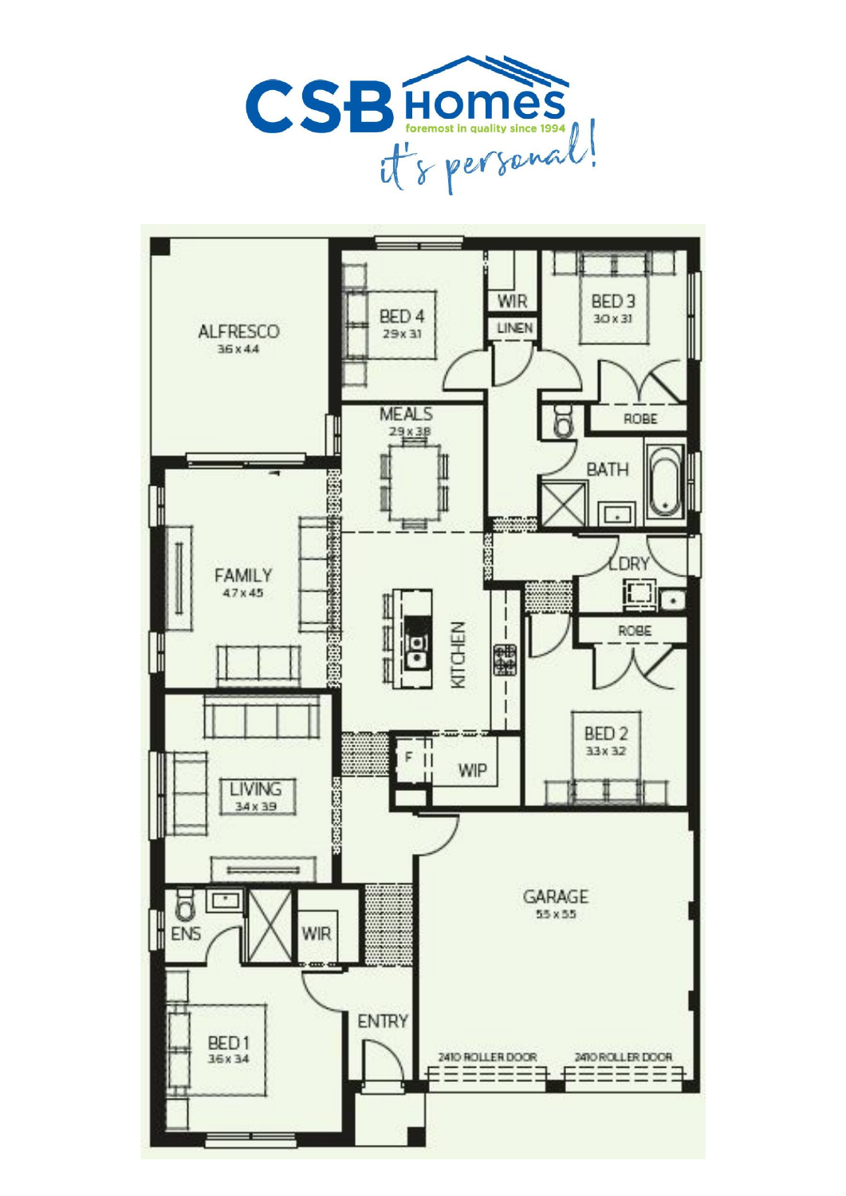CSB Homes

foremost in quality since 1994

it's personal!

ALFRESCO
3.6 x 4.4

BED 4
2.9 x 3.1

WIR

LINEN

BED 3
3.0 x 3.1

MEALS
2.9 x 3.8

ROBE

BATH

FAMILY
4.7 x 4.5

LDRY

KITCHEN

ROBE

F

WIP

BED 2
3.3 x 3.2

LIVING
3.4 x 3.9

GARAGE
5.5 x 5.5

ENS

WIR

ENTRY

BED 1
3.6 x 3.4

2410 ROLLER DOOR

2410 ROLLER DOOR